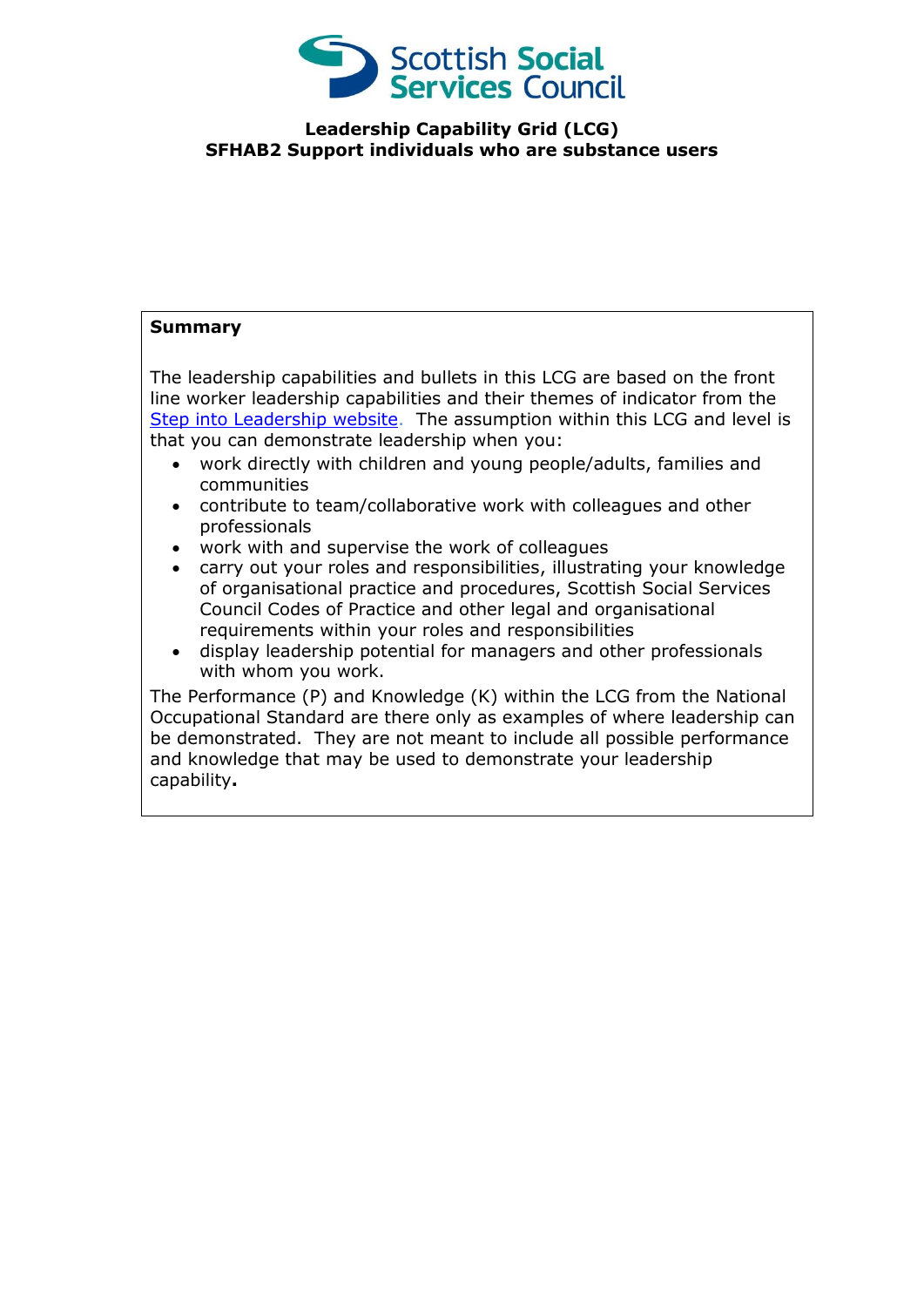Scottish Social Services Council

# Leadership Capability Grid (LCG)
## SFHAB2 Support individuals who are substance users

**Summary**

The leadership capabilities and bullets in this LCG are based on the front line worker leadership capabilities and their themes of indicator from the [Step into Leadership website](). The assumption within this LCG and level is that you can demonstrate leadership when you:

- work directly with children and young people/adults, families and communities
- contribute to team/collaborative work with colleagues and other professionals
- work with and supervise the work of colleagues
- carry out your roles and responsibilities, illustrating your knowledge of organisational practice and procedures, Scottish Social Services Council Codes of Practice and other legal and organisational requirements within your roles and responsibilities
- display leadership potential for managers and other professionals with whom you work.

The Performance (P) and Knowledge (K) within the LCG from the National Occupational Standard are there only as examples of where leadership can be demonstrated. They are not meant to include all possible performance and knowledge that may be used to demonstrate your leadership capability.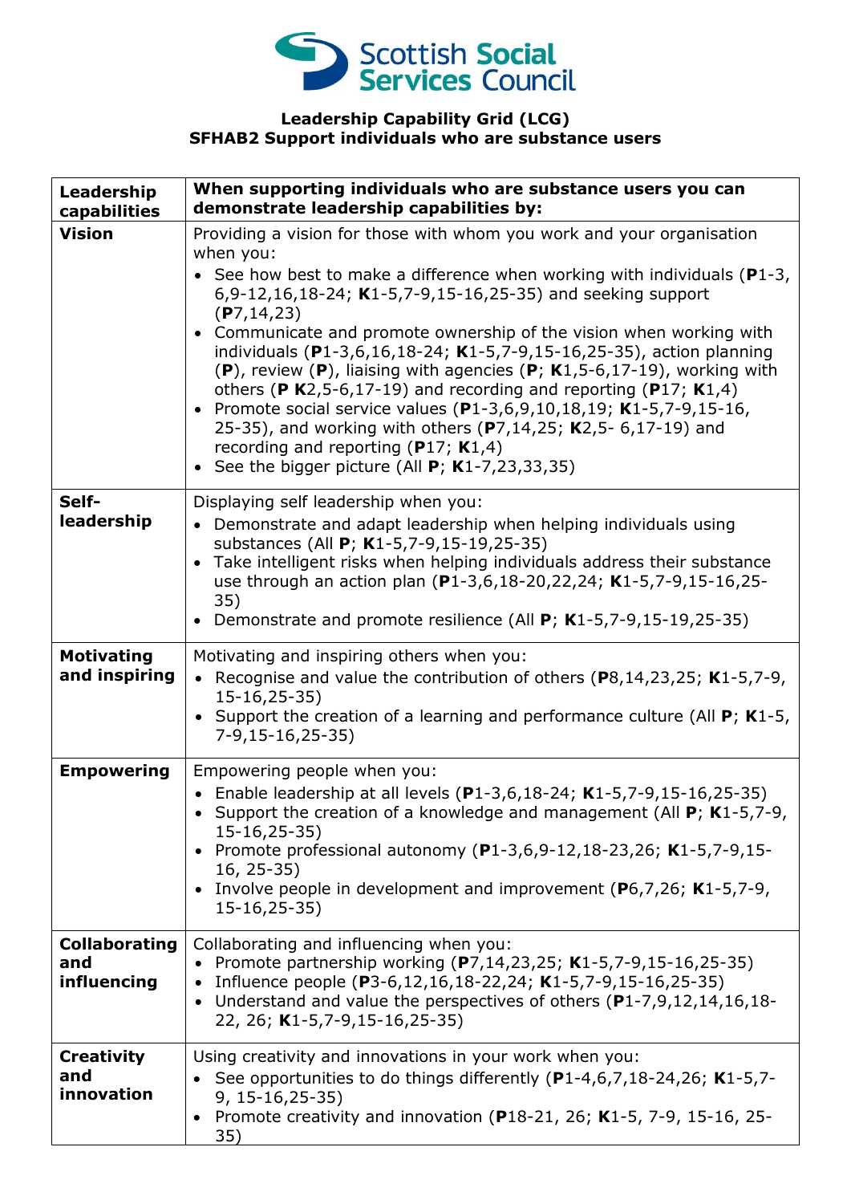Scottish Social Services Council

**Leadership Capability Grid (LCG)**
**SFHAB2 Support individuals who are substance users**

| **Leadership capabilities** | **When supporting individuals who are substance users you can demonstrate leadership capabilities by:** |
|---|---|
| **Vision** | Providing a vision for those with whom you work and your organisation when you:<br>• See how best to make a difference when working with individuals (**P**1-3, 6,9-12,16,18-24; **K**1-5,7-9,15-16,25-35) and seeking support (**P**7,14,23)<br>• Communicate and promote ownership of the vision when working with individuals (**P**1-3,6,16,18-24; **K**1-5,7-9,15-16,25-35), action planning (**P**), review (**P**), liaising with agencies (**P**; **K**1,5-6,17-19), working with others (**P** **K**2,5-6,17-19) and recording and reporting (**P**17; **K**1,4)<br>• Promote social service values (**P**1-3,6,9,10,18,19; **K**1-5,7-9,15-16, 25-35), and working with others (**P**7,14,25; **K**2,5- 6,17-19) and recording and reporting (**P**17; **K**1,4)<br>• See the bigger picture (All **P**; **K**1-7,23,33,35) |
| **Self-leadership** | Displaying self leadership when you:<br>• Demonstrate and adapt leadership when helping individuals using substances (All **P**; **K**1-5,7-9,15-19,25-35)<br>• Take intelligent risks when helping individuals address their substance use through an action plan (**P**1-3,6,18-20,22,24; **K**1-5,7-9,15-16,25-35)<br>• Demonstrate and promote resilience (All **P**; **K**1-5,7-9,15-19,25-35) |
| **Motivating and inspiring** | Motivating and inspiring others when you:<br>• Recognise and value the contribution of others (**P**8,14,23,25; **K**1-5,7-9, 15-16,25-35)<br>• Support the creation of a learning and performance culture (All **P**; **K**1-5, 7-9,15-16,25-35) |
| **Empowering** | Empowering people when you:<br>• Enable leadership at all levels (**P**1-3,6,18-24; **K**1-5,7-9,15-16,25-35)<br>• Support the creation of a knowledge and management (All **P**; **K**1-5,7-9, 15-16,25-35)<br>• Promote professional autonomy (**P**1-3,6,9-12,18-23,26; **K**1-5,7-9,15-16, 25-35)<br>• Involve people in development and improvement (**P**6,7,26; **K**1-5,7-9, 15-16,25-35) |
| **Collaborating and influencing** | Collaborating and influencing when you:<br>• Promote partnership working (**P**7,14,23,25; **K**1-5,7-9,15-16,25-35)<br>• Influence people (**P**3-6,12,16,18-22,24; **K**1-5,7-9,15-16,25-35)<br>• Understand and value the perspectives of others (**P**1-7,9,12,14,16,18-22, 26; **K**1-5,7-9,15-16,25-35) |
| **Creativity and innovation** | Using creativity and innovations in your work when you:<br>• See opportunities to do things differently (**P**1-4,6,7,18-24,26; **K**1-5,7-9, 15-16,25-35)<br>• Promote creativity and innovation (**P**18-21, 26; **K**1-5, 7-9, 15-16, 25-35) |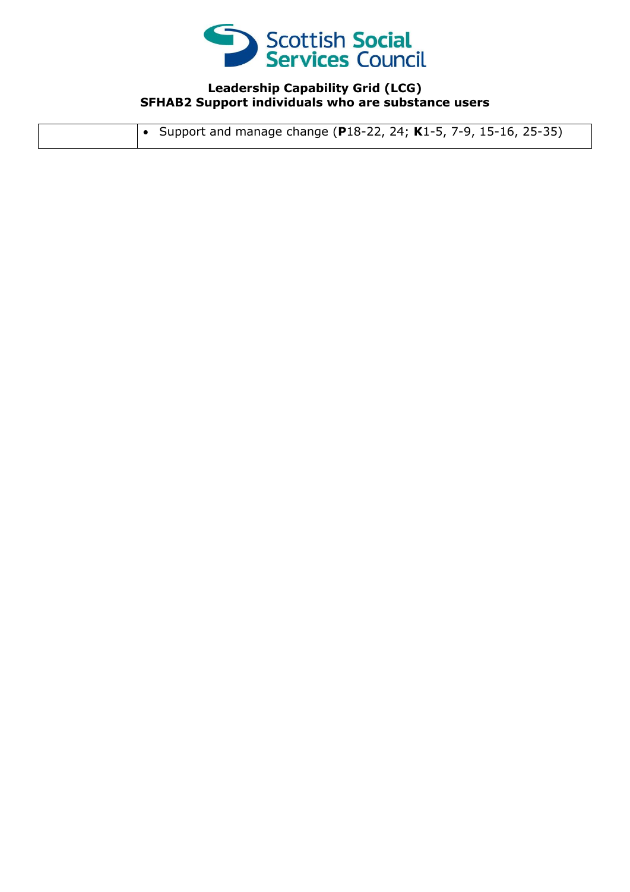**Leadership Capability Grid (LCG)**
**SFHAB2 Support individuals who are substance users**

| | |
|---|---|
| | • Support and manage change (**P**18-22, 24; **K**1-5, 7-9, 15-16, 25-35) |